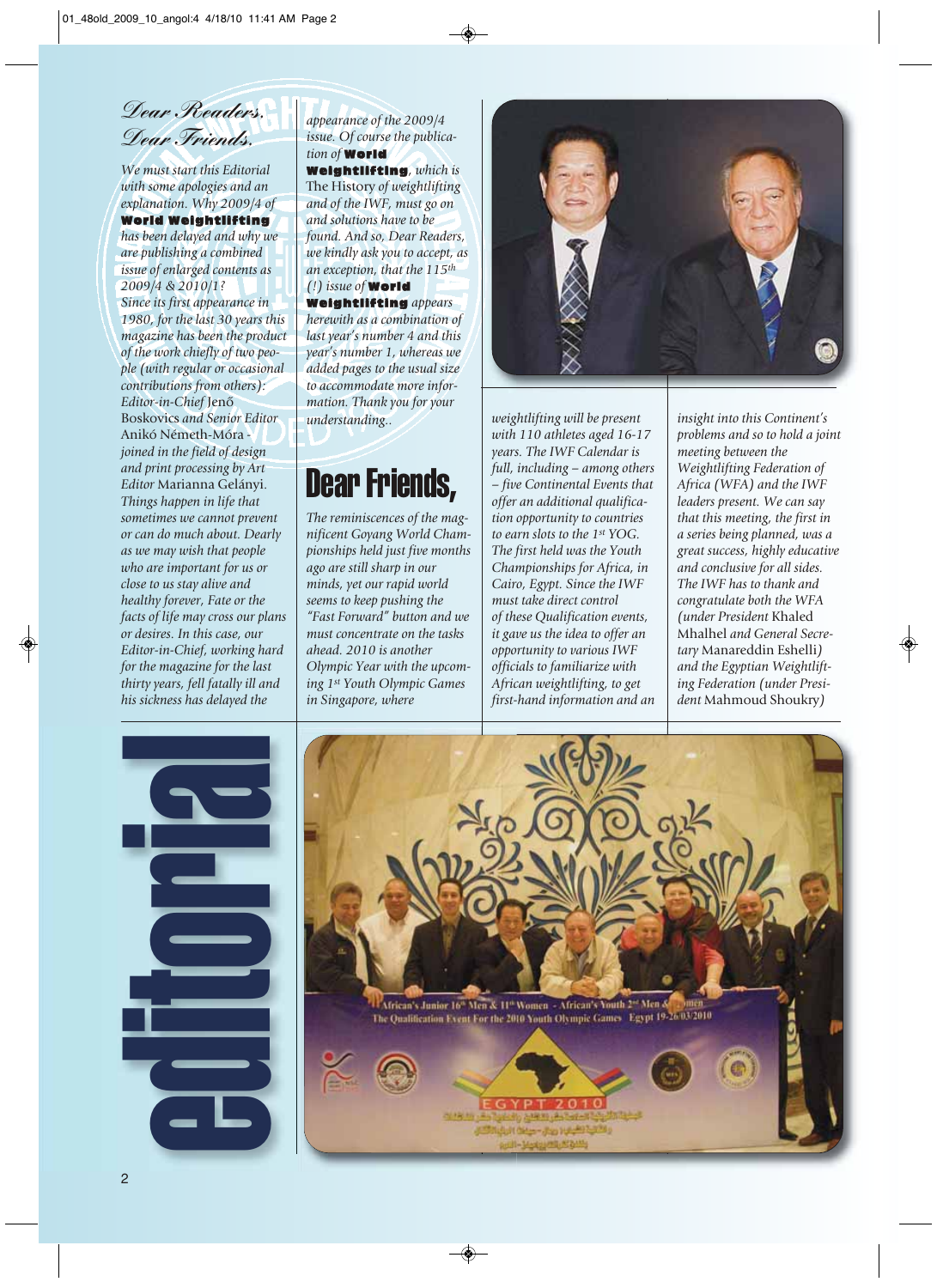# Dear Readers, Dear Friends,

*We must start this Editorial with some apologies and an explanation. Why 2009/4 of* **World Weightlifting** *has been delayed and why we are publishing a combined issue of enlarged contents as 2009/4 & 2010/1?*

*Since its first appearance in 1980, for the last 30 years this magazine has been the product of the work chiefly of two people (with regular or occasional contributions from others): Editor-in-Chief* Jenő Boskovics *and Senior Editor* Anikó Németh-Móra *- joined in the field of design and print processing by Art Editor* Marianna Gelányi.

*Things happen in life that sometimes we cannot prevent or can do much about. Dearly as we may wish that people who are important for us or close to us stay alive and healthy forever, Fate or the facts of life may cross our plans or desires. In this case, our Editor-in-Chief, working hard for the magazine for the last thirty years, fell fatally ill and his sickness has delayed the appearance of the 2009/4 issue. Of course the publication of* **World Weightlifting**, *which is* The History of weightlifting and of the IWF, *must go on and solutions have to be found. And so, Dear Readers, we kindly ask you to accept, as an exception, that the 115th (!) issue of* **World Weightlifting** *appears herewith as a combination of last year's number 4 and this year's number 1, whereas we added pages to the usual size to accommodate more information. Thank you for your understanding..*

# Dear Friends,

*The reminiscences of the magnificent Goyang World Championships held just five months ago are still sharp in our minds, yet our rapid world seems to keep pushing the "Fast Forward" button and we must concentrate on the tasks ahead. 2010 is another Olympic Year with the upcoming 1st Youth Olympic Games in Singapore, where weightlifting will be present with 110 athletes aged 16-17 years. The IWF Calendar is full, including – among others – five Continental Events that offer an additional qualification opportunity to countries to earn slots to the 1st YOG. The first held was the Youth Championships for Africa, in Cairo, Egypt. Since the IWF must take direct control of these Qualification events, it gave us the idea to offer an opportunity to various IWF officials to familiarize with African weightlifting, to get first-hand information and an insight into this Continent's problems and so to hold a joint meeting between the Weightlifting Federation of Africa (WFA) and the IWF leaders present. We can say that this meeting, the first in a series being planned, was a great success, highly educative and conclusive for all sides. The IWF has to thank and congratulate both the WFA (under President* Khaled Mhalhel *and General Secretary* Manareddin Eshelli*) and the Egyptian Weightlifting Federation (under President* Mahmoud Shoukry*)*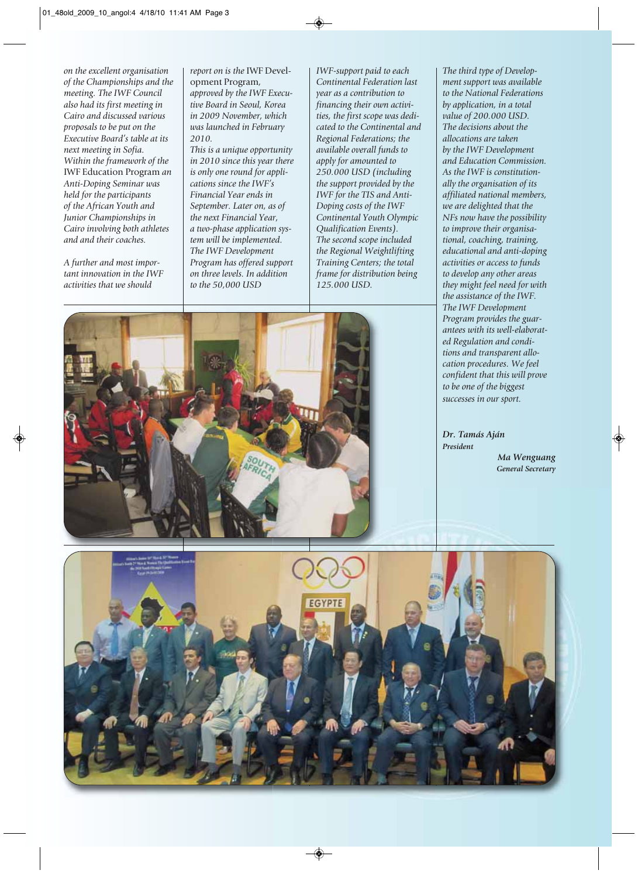*on the excellent organisation of the Championships and the meeting. The IWF Council also had its first meeting in Cairo and discussed various proposals to be put on the Executive Board's table at its next meeting in Sofia.*

*Within the framework of the* IWF Education Program *an Anti-Doping Seminar was held for the participants of the African Youth and Junior Championships in Cairo involving both athletes and and their coaches.*

*A further and most important innovation in the IWF activities that we should report on is the* IWF Development Program, *approved by the IWF Executive Board in Seoul, Korea in 2009 November, which was launched in February 2010.*

*This is a unique opportunity in 2010 since this year there is only one round for applications since the IWF's Financial Year ends in September. Later on, as of the next Financial Year, a two-phase application system will be implemented.*

*The IWF Development Program has offered support on three levels. In addition to the 50,000 USD IWF-support paid to each Continental Federation last year as a contribution to financing their own activities, the first scope was dedicated to the Continental and Regional Federations; the available overall funds to apply for amounted to 250.000 USD (including the support provided by the IWF for the TIS and Anti-Doping costs of the IWF Continental Youth Olympic Qualification Events).*

*The second scope included the Regional Weightlifting Training Centers; the total frame for distribution being 125.000 USD.*

*The third type of Development support was available to the National Federations by application, in a total value of 200.000 USD. The decisions about the allocations are taken by the IWF Development and Education Commission. As the IWF is constitutionally the organisation of its affiliated national members, we are delighted that the NFs now have the possibility to improve their organisational, coaching, training, educational and anti-doping activities or access to funds to develop any other areas they might feel need for with the assistance of the IWF.*

*The IWF Development Program provides the guarantees with its well-elaborated Regulation and conditions and transparent allocation procedures. We feel confident that this will prove to be one of the biggest successes in our sport.*

***Dr. Tamás Aján***
***President***

***Ma Wenguang***
***General Secretary***